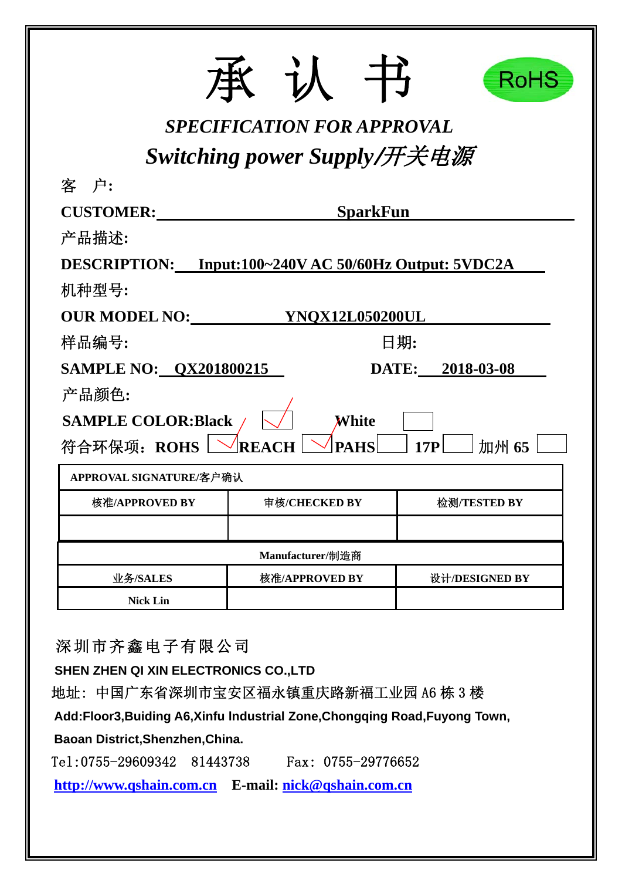# 承 认 书

RoHS

***SPECIFICATION FOR APPROVAL***

***Switching power Supply/开关电源***

客 户:

**CUSTOMER:** **SparkFun**

产品描述:

**DESCRIPTION:** **Input:100~240V AC 50/60Hz Output: 5VDC2A**

机种型号:

**OUR MODEL NO:** **YNQX12L050200UL**

样品编号: 日期:

**SAMPLE NO:** **QX201800215** **DATE:** **2018-03-08**

产品颜色:

**SAMPLE COLOR:Black** ☑ **White** ☐

符合环保项: **ROHS** ☑ **REACH** ☑ **PAHS** ☐ **17P** ☐ 加州 **65** ☐

| **APPROVAL SIGNATURE/客户确认** | | |
|---|---|---|
| **核准/APPROVED BY** | **审核/CHECKED BY** | **检测/TESTED BY** |
| | | |

| **Manufacturer/制造商** | | |
|---|---|---|
| **业务/SALES** | **核准/APPROVED BY** | **设计/DESIGNED BY** |
| **Nick Lin** | | |

深圳市齐鑫电子有限公司

**SHEN ZHEN QI XIN ELECTRONICS CO.,LTD**

地址：中国广东省深圳市宝安区福永镇重庆路新福工业园 A6 栋 3 楼

**Add:Floor3,Buiding A6,Xinfu Industrial Zone,Chongqing Road,Fuyong Town,**

**Baoan District,Shenzhen,China.**

Tel:0755-29609342 81443738 Fax: 0755-29776652

**http://www.qshain.com.cn** **E-mail: nick@qshain.com.cn**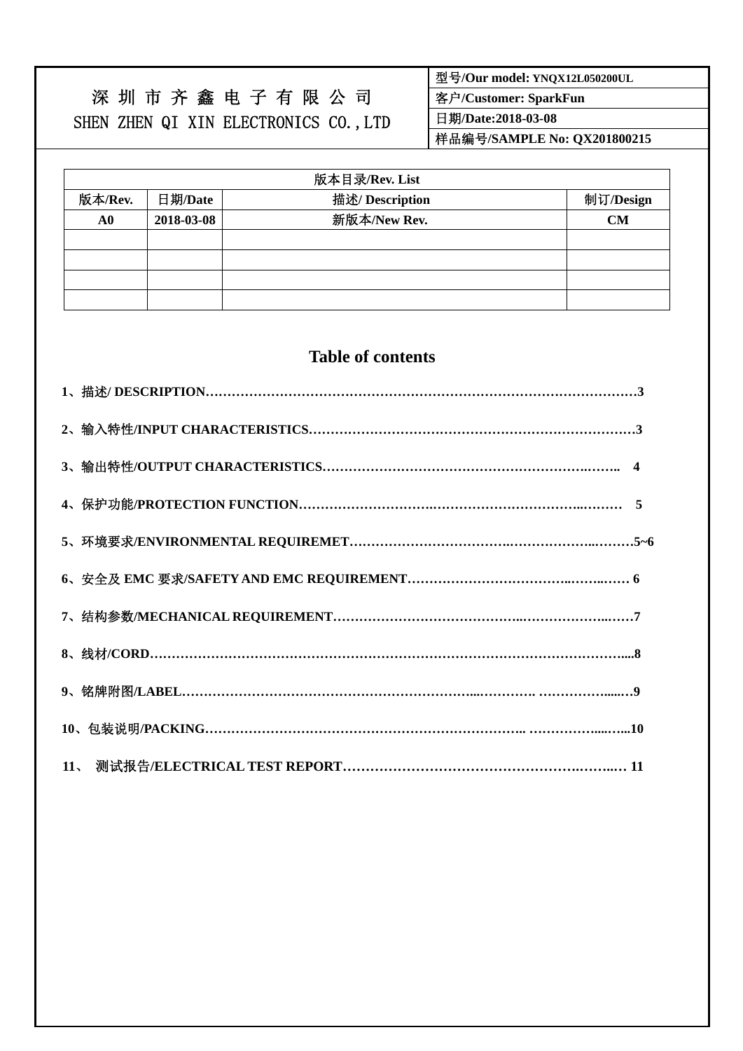| 深圳市齐鑫电子有限公司<br>SHEN ZHEN QI XIN ELECTRONICS CO.,LTD | 型号/Our model: YNQX12L050200UL |
|---|---|
| | 客户/Customer: SparkFun |
| | 日期/Date:2018-03-08 |
| | 样品编号/SAMPLE No: QX201800215 |

| 版本目录/Rev. List | | | |
|---|---|---|---|
| 版本/Rev. | 日期/Date | 描述/ Description | 制订/Design |
| A0 | 2018-03-08 | 新版本/New Rev. | CM |
| | | | |
| | | | |
| | | | |
| | | | |

## Table of contents

**1、描述/ DESCRIPTION……………………………………………………………………………………3**

**2、输入特性/INPUT CHARACTERISTICS…………………………………………………………………3**

**3、输出特性/OUTPUT CHARACTERISTICS……………………………………………………….…….. 4**

**4、保护功能/PROTECTION FUNCTION……………………….……………………………..……… 5**

**5、环境要求/ENVIRONMENTAL REQUIREMET……………………………….……………..………5~6**

**6、安全及 EMC 要求/SAFETY AND EMC REQUIREMENT……………………………..…..…… 6**

**7、结构参数/MECHANICAL REQUIREMENT……………………………………..………………..……7**

**8、线材/CORD………………………………………………………………………………………………....8**

**9、铭牌附图/LABEL……………………………………………………...…………. ……………......…9**

**10、包装说明/PACKING……………………………………………………………….. ……………....…...10**

**11、 测试报告/ELECTRICAL TEST REPORT……………………………………………….……..… 11**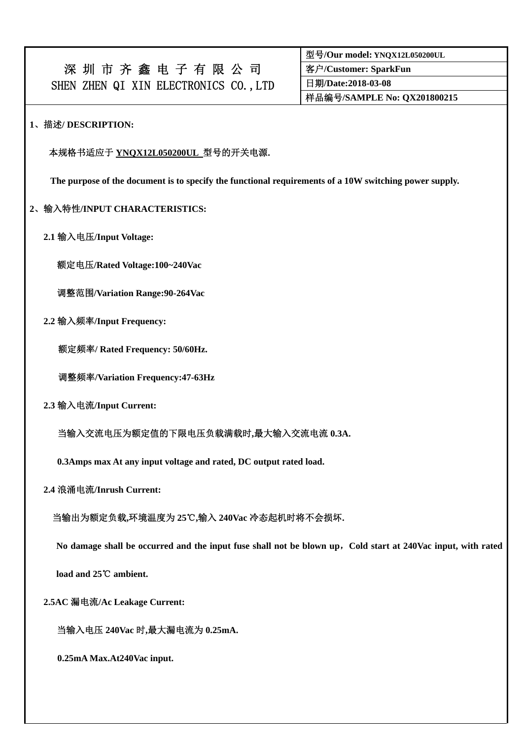| 深 圳 市 齐 鑫 电 子 有 限 公 司<br>SHEN ZHEN QI XIN ELECTRONICS CO.,LTD | 型号/Our model: YNQX12L050200UL |
|---|---|
| | 客户/Customer: SparkFun |
| | 日期/Date:2018-03-08 |
| | 样品编号/SAMPLE No: QX201800215 |

**1、描述/ DESCRIPTION:**

本规格书适应于 **YNQX12L050200UL** 型号的开关电源.

**The purpose of the document is to specify the functional requirements of a 10W switching power supply.**

**2、输入特性/INPUT CHARACTERISTICS:**

**2.1 输入电压/Input Voltage:**

额定电压/**Rated Voltage:100~240Vac**

调整范围/**Variation Range:90-264Vac**

**2.2 输入频率/Input Frequency:**

额定频率/ **Rated Frequency: 50/60Hz.**

调整频率/**Variation Frequency:47-63Hz**

**2.3 输入电流/Input Current:**

当输入交流电压为额定值的下限电压负载满载时,最大输入交流电流 **0.3A.**

**0.3Amps max At any input voltage and rated, DC output rated load.**

**2.4 浪涌电流/Inrush Current:**

当输出为额定负载,环境温度为 **25℃**,输入 **240Vac** 冷态起机时将不会损坏.

**No damage shall be occurred and the input fuse shall not be blown up，Cold start at 240Vac input, with rated load and 25℃ ambient.**

**2.5AC 漏电流/Ac Leakage Current:**

当输入电压 **240Vac** 时,最大漏电流为 **0.25mA.**

**0.25mA Max.At240Vac input.**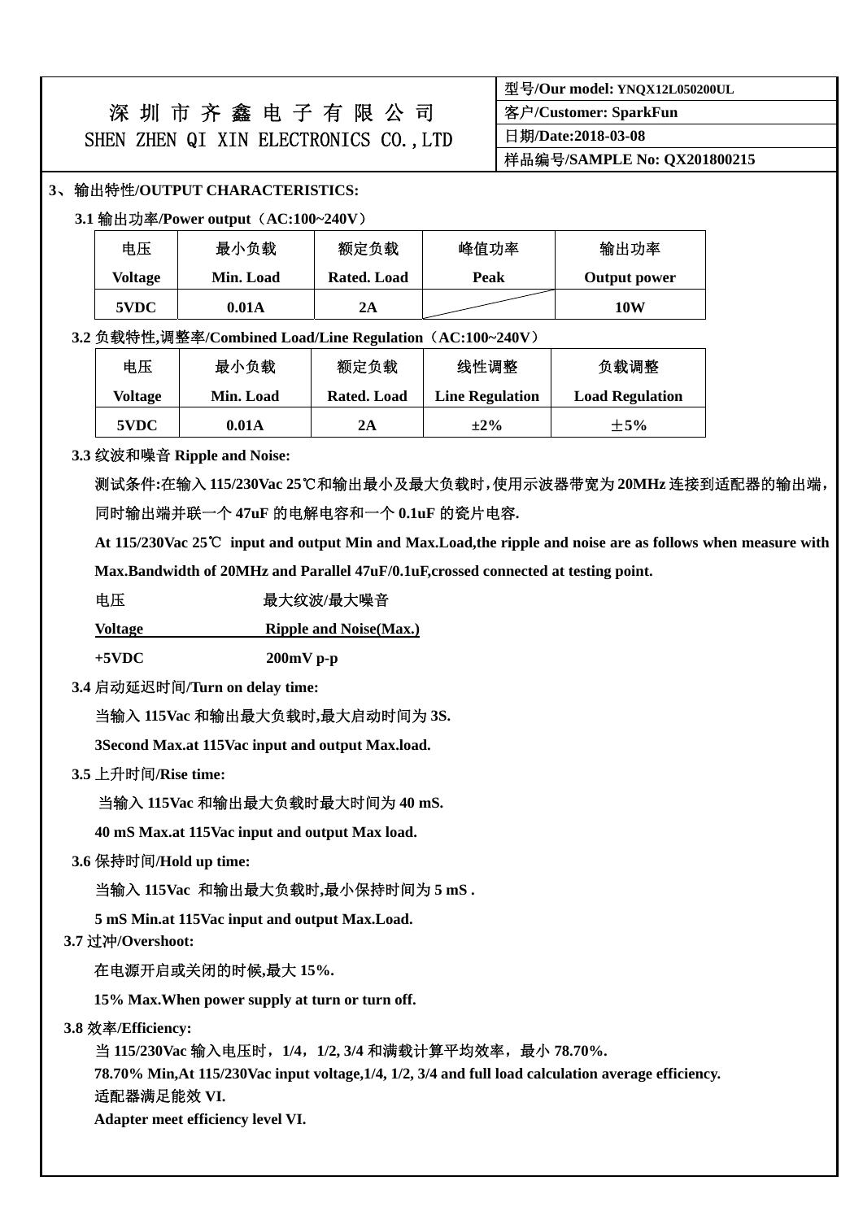| 深 圳 市 齐 鑫 电 子 有 限 公 司<br>SHEN ZHEN QI XIN ELECTRONICS CO.,LTD | 型号/Our model: YNQX12L050200UL |
|---|---|
| | 客户/Customer: SparkFun |
| | 日期/Date:2018-03-08 |
| | 样品编号/SAMPLE No: QX201800215 |

## 3、输出特性/OUTPUT CHARACTERISTICS:

### 3.1 输出功率/Power output（AC:100~240V）

| 电压<br>Voltage | 最小负载<br>Min. Load | 额定负载<br>Rated. Load | 峰值功率<br>Peak | 输出功率<br>Output power |
|---|---|---|---|---|
| 5VDC | 0.01A | 2A | | 10W |

### 3.2 负载特性,调整率/Combined Load/Line Regulation（AC:100~240V）

| 电压<br>Voltage | 最小负载<br>Min. Load | 额定负载<br>Rated. Load | 线性调整<br>Line Regulation | 负载调整<br>Load Regulation |
|---|---|---|---|---|
| 5VDC | 0.01A | 2A | ±2% | ±5% |

### 3.3 纹波和噪音 Ripple and Noise:

测试条件:在输入 115/230Vac 25℃和输出最小及最大负载时,使用示波器带宽为 20MHz 连接到适配器的输出端,同时输出端并联一个 47uF 的电解电容和一个 0.1uF 的瓷片电容.

At 115/230Vac 25℃ input and output Min and Max.Load,the ripple and noise are as follows when measure with Max.Bandwidth of 20MHz and Parallel 47uF/0.1uF,crossed connected at testing point.

| 电压<br>Voltage | 最大纹波/最大噪音<br>Ripple and Noise(Max.) |
|---|---|
| +5VDC | 200mV p-p |

### 3.4 启动延迟时间/Turn on delay time:

当输入 115Vac 和输出最大负载时,最大启动时间为 3S.

3Second Max.at 115Vac input and output Max.load.

### 3.5 上升时间/Rise time:

当输入 115Vac 和输出最大负载时最大时间为 40 mS.

40 mS Max.at 115Vac input and output Max load.

### 3.6 保持时间/Hold up time:

当输入 115Vac 和输出最大负载时,最小保持时间为 5 mS .

5 mS Min.at 115Vac input and output Max.Load.

### 3.7 过冲/Overshoot:

在电源开启或关闭的时候,最大 15%.

15% Max.When power supply at turn or turn off.

### 3.8 效率/Efficiency:

当 115/230Vac 输入电压时，1/4，1/2, 3/4 和满载计算平均效率，最小 78.70%.

78.70% Min,At 115/230Vac input voltage,1/4, 1/2, 3/4 and full load calculation average efficiency.

适配器满足能效 VI.

Adapter meet efficiency level VI.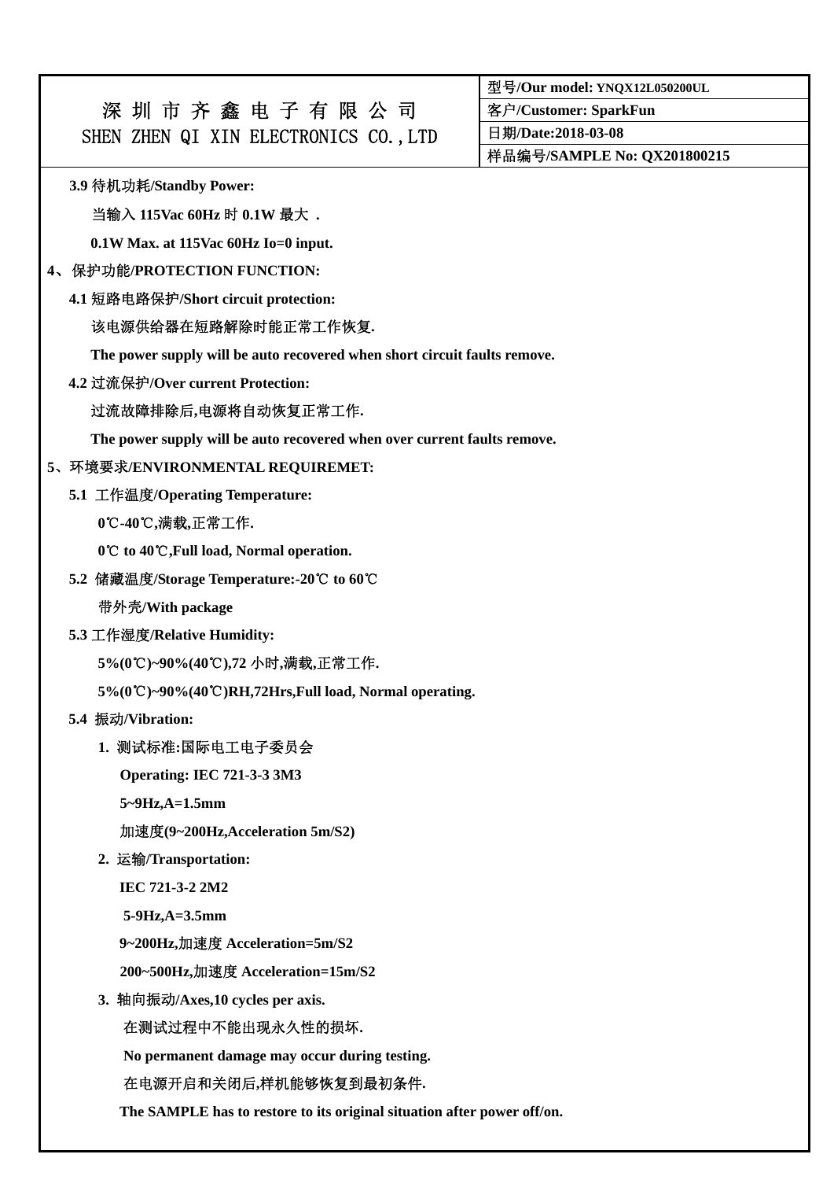| 深圳市齐鑫电子有限公司<br>SHEN ZHEN QI XIN ELECTRONICS CO.,LTD | 型号/Our model: YNQX12L050200UL |
| --- | --- |
| | 客户/Customer: SparkFun |
| | 日期/Date:2018-03-08 |
| | 样品编号/SAMPLE No: QX201800215 |

**3.9 待机功耗/Standby Power:**

**当输入 115Vac 60Hz 时 0.1W 最大 .**

**0.1W Max. at 115Vac 60Hz Io=0 input.**

**4、保护功能/PROTECTION FUNCTION:**

**4.1 短路电路保护/Short circuit protection:**

**该电源供给器在短路解除时能正常工作恢复.**

**The power supply will be auto recovered when short circuit faults remove.**

**4.2 过流保护/Over current Protection:**

**过流故障排除后,电源将自动恢复正常工作.**

**The power supply will be auto recovered when over current faults remove.**

**5、环境要求/ENVIRONMENTAL REQUIREMET:**

**5.1 工作温度/Operating Temperature:**

**0℃-40℃,满载,正常工作.**

**0℃ to 40℃,Full load, Normal operation.**

**5.2 储藏温度/Storage Temperature:-20℃ to 60℃**

**带外壳/With package**

**5.3 工作湿度/Relative Humidity:**

**5%(0℃)~90%(40℃),72 小时,满载,正常工作.**

**5%(0℃)~90%(40℃)RH,72Hrs,Full load, Normal operating.**

**5.4 振动/Vibration:**

**1. 测试标准:国际电工电子委员会**

**Operating: IEC 721-3-3 3M3**

**5~9Hz,A=1.5mm**

**加速度(9~200Hz,Acceleration 5m/S2)**

**2. 运输/Transportation:**

**IEC 721-3-2 2M2**

**5-9Hz,A=3.5mm**

**9~200Hz,加速度 Acceleration=5m/S2**

**200~500Hz,加速度 Acceleration=15m/S2**

**3. 轴向振动/Axes,10 cycles per axis.**

**在测试过程中不能出现永久性的损坏.**

**No permanent damage may occur during testing.**

**在电源开启和关闭后,样机能够恢复到最初条件.**

**The SAMPLE has to restore to its original situation after power off/on.**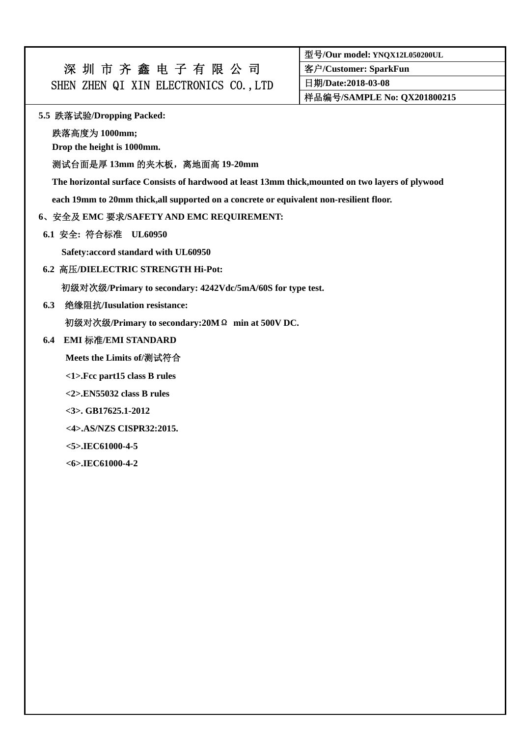| 深圳市齐鑫电子有限公司<br>SHEN ZHEN QI XIN ELECTRONICS CO.,LTD | 型号/Our model: YNQX12L050200UL |
|---|---|
| | 客户/Customer: SparkFun |
| | 日期/Date:2018-03-08 |
| | 样品编号/SAMPLE No: QX201800215 |

**5.5 跌落试验/Dropping Packed:**

**跌落高度为 1000mm;**
**Drop the height is 1000mm.**

**测试台面是厚 13mm 的夹木板，离地面高 19-20mm**

**The horizontal surface Consists of hardwood at least 13mm thick,mounted on two layers of plywood each 19mm to 20mm thick,all supported on a concrete or equivalent non-resilient floor.**

**6、安全及 EMC 要求/SAFETY AND EMC REQUIREMENT:**

**6.1 安全: 符合标准 UL60950**

**Safety:accord standard with UL60950**

**6.2 高压/DIELECTRIC STRENGTH Hi-Pot:**

**初级对次级/Primary to secondary: 4242Vdc/5mA/60S for type test.**

**6.3 绝缘阻抗/Iusulation resistance:**

**初级对次级/Primary to secondary:20MΩ min at 500V DC.**

**6.4 EMI 标准/EMI STANDARD**

**Meets the Limits of/测试符合**

**<1>.Fcc part15 class B rules**

**<2>.EN55032 class B rules**

**<3>. GB17625.1-2012**

**<4>.AS/NZS CISPR32:2015.**

**<5>.IEC61000-4-5**

**<6>.IEC61000-4-2**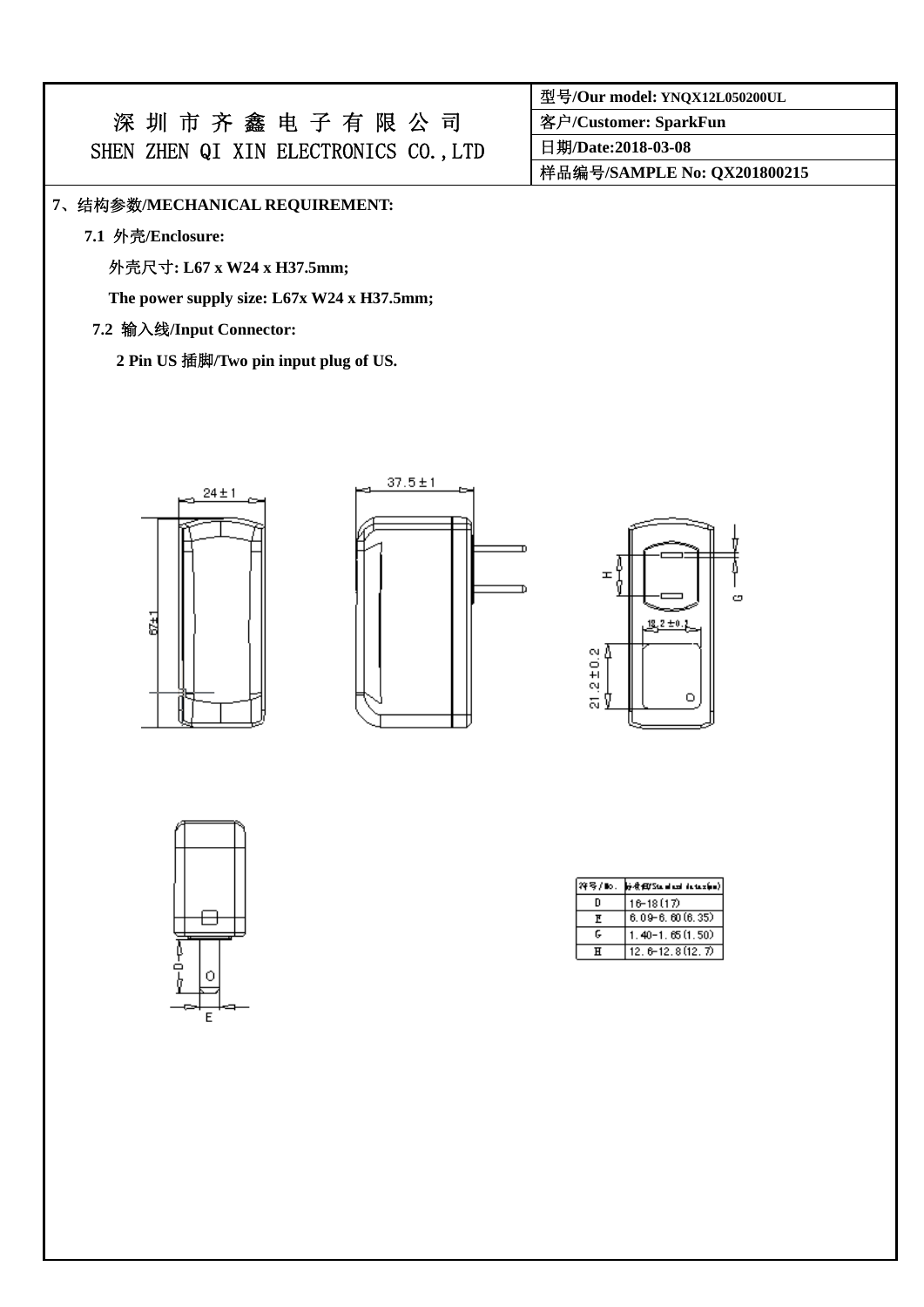| 深 圳 市 齐 鑫 电 子 有 限 公 司 SHEN ZHEN QI XIN ELECTRONICS CO.,LTD | 型号/Our model: YNQX12L050200UL |
| --- | --- |
| | 客户/Customer: SparkFun |
| | 日期/Date:2018-03-08 |
| | 样品编号/SAMPLE No: QX201800215 |

## 7、结构参数/MECHANICAL REQUIREMENT:

### 7.1 外壳/Enclosure:

外壳尺寸: L67 x W24 x H37.5mm;

The power supply size: L67x W24 x H37.5mm;

### 7.2 输入线/Input Connector:

2 Pin US 插脚/Two pin input plug of US.

24±1

37.5±1

67±1

H

G

18.2±0.1

21.2±0.2

D

E

| 符号/No. | 标准值/Standard data(mm) |
| --- | --- |
| D | 16-18(17) |
| E | 6.09-6.60(6.35) |
| G | 1.40-1.65(1.50) |
| H | 12.6-12.8(12.7) |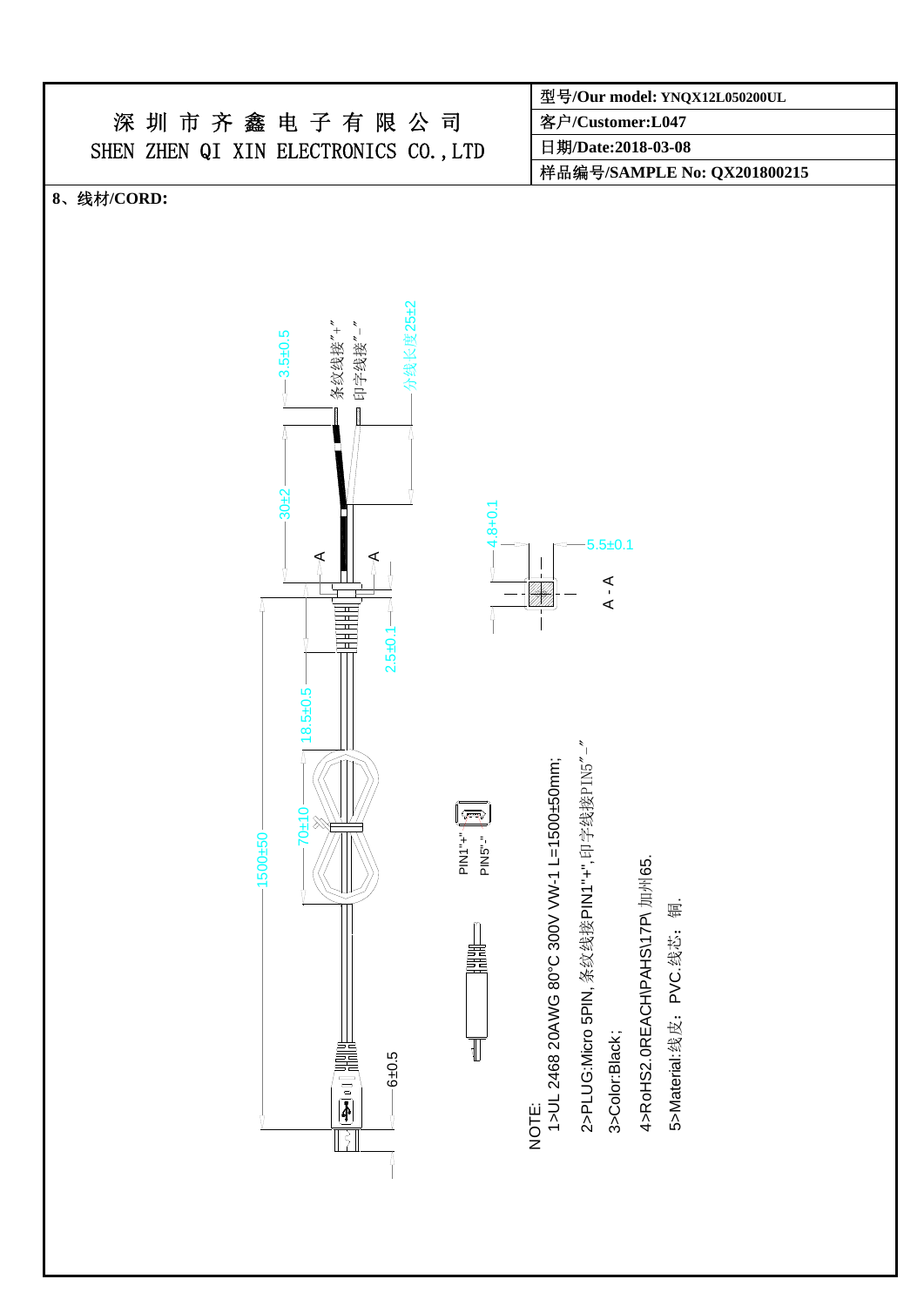| 深圳市齐鑫电子有限公司 SHEN ZHEN QI XIN ELECTRONICS CO.,LTD | 型号/Our model: YNQX12L050200UL |
|---|---|
| | 客户/Customer:L047 |
| | 日期/Date:2018-03-08 |
| | 样品编号/SAMPLE No: QX201800215 |

**8、线材/CORD:**

3.5±0.5

条纹线接"+"

印字线接"-"

分线长度25±2

30±2

A A

4.8±0.1

5.5±0.1

A - A

2.5±0.1

18.5±0.5

70±10

1500±50

PIN1"+"

PIN5"-"

6±0.5

NOTE:

1>UL 2468 20AWG 80°C 300V VW-1 L=1500±50mm;

2>PLUG:Micro 5PIN, 条纹线接PIN1"+",印字线接PIN5"-"

3>Color:Black;

4>RoHS2.0REACH\PAHS\17P\ 加州65.

5>Material:线皮：PVC.线芯：铜.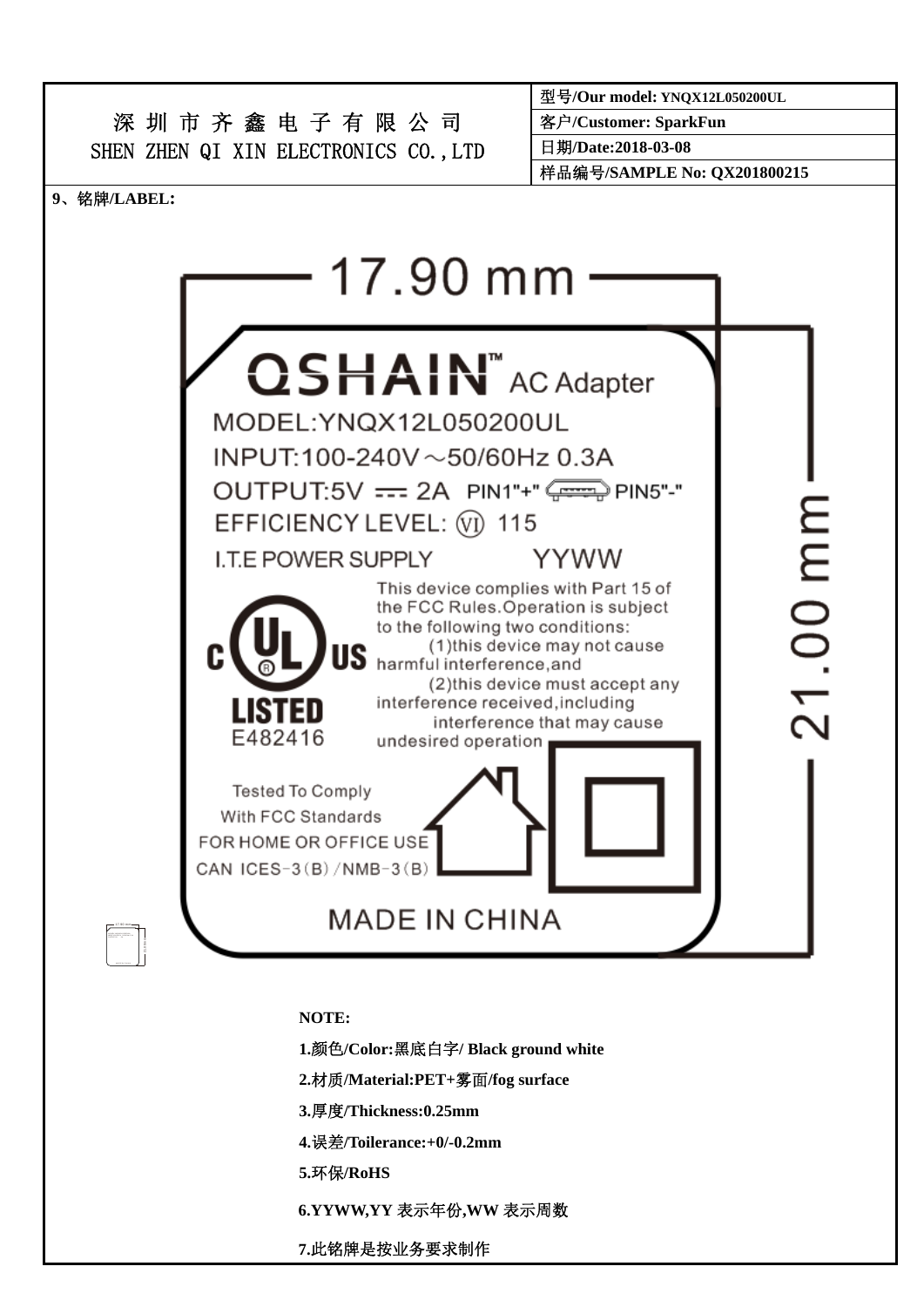| 深 圳 市 齐 鑫 电 子 有 限 公 司<br>SHEN ZHEN QI XIN ELECTRONICS CO.,LTD | 型号/Our model: YNQX12L050200UL |
|---|---|
| | 客户/Customer: SparkFun |
| | 日期/Date:2018-03-08 |
| | 样品编号/SAMPLE No: QX201800215 |

**9、铭牌/LABEL:**

17.90 mm

21.00 mm

QSHAIN™ AC Adapter

MODEL:YNQX12L050200UL

INPUT:100-240V～50/60Hz 0.3A

OUTPUT:5V ⎓ 2A PIN1"+" PIN5"-"

EFFICIENCY LEVEL: Ⓥ 115

I.T.E POWER SUPPLY YYWW

This device complies with Part 15 of the FCC Rules.Operation is subject to the following two conditions: (1)this device may not cause harmful interference,and (2)this device must accept any interference received,including interference that may cause undesired operation

c UL US LISTED E482416

Tested To Comply With FCC Standards

FOR HOME OR OFFICE USE

CAN ICES-3(B)/NMB-3(B)

MADE IN CHINA

**NOTE:**

**1.颜色/Color:黑底白字/ Black ground white**

**2.材质/Material:PET+雾面/fog surface**

**3.厚度/Thickness:0.25mm**

**4.误差/Toilerance:+0/-0.2mm**

**5.环保/RoHS**

**6.YYWW,YY 表示年份,WW 表示周数**

**7.此铭牌是按业务要求制作**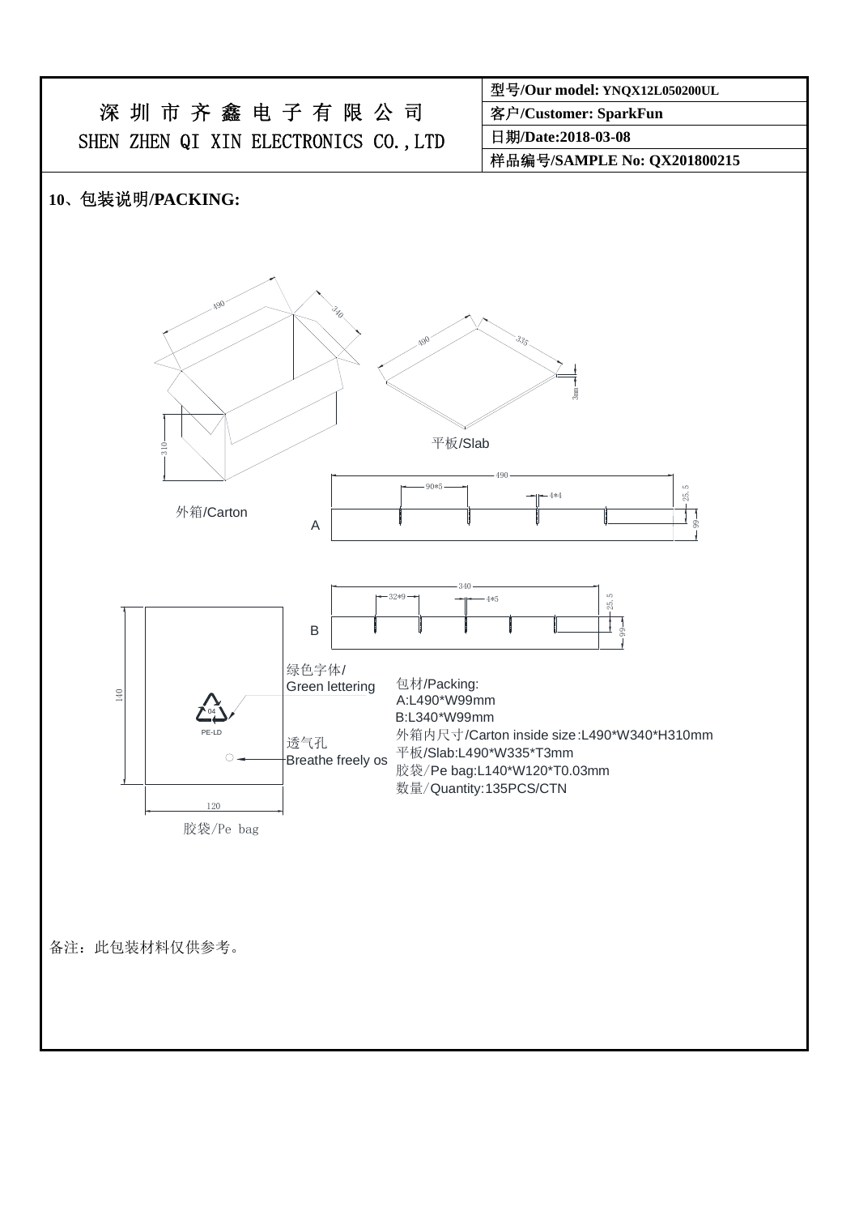| 深 圳 市 齐 鑫 电 子 有 限 公 司<br>SHEN ZHEN QI XIN ELECTRONICS CO.,LTD | 型号/Our model: YNQX12L050200UL |
|---|---|
| | 客户/Customer: SparkFun |
| | 日期/Date:2018-03-08 |
| | 样品编号/SAMPLE No: QX201800215 |

## 10、包装说明/PACKING:

490 340 310

外箱/Carton

490 335 3mm

平板/Slab

A

490 90*5 4*4 25.5 99

B

340 32*9 4*5 25.5 99

140 120

PE-LD 04

绿色字体/Green lettering

透气孔 Breathe freely os

胶袋/Pe bag

包材/Packing:
A:L490*W99mm
B:L340*W99mm
外箱内尺寸/Carton inside size:L490*W340*H310mm
平板/Slab:L490*W335*T3mm
胶袋/Pe bag:L140*W120*T0.03mm
数量/Quantity:135PCS/CTN

备注：此包装材料仅供参考。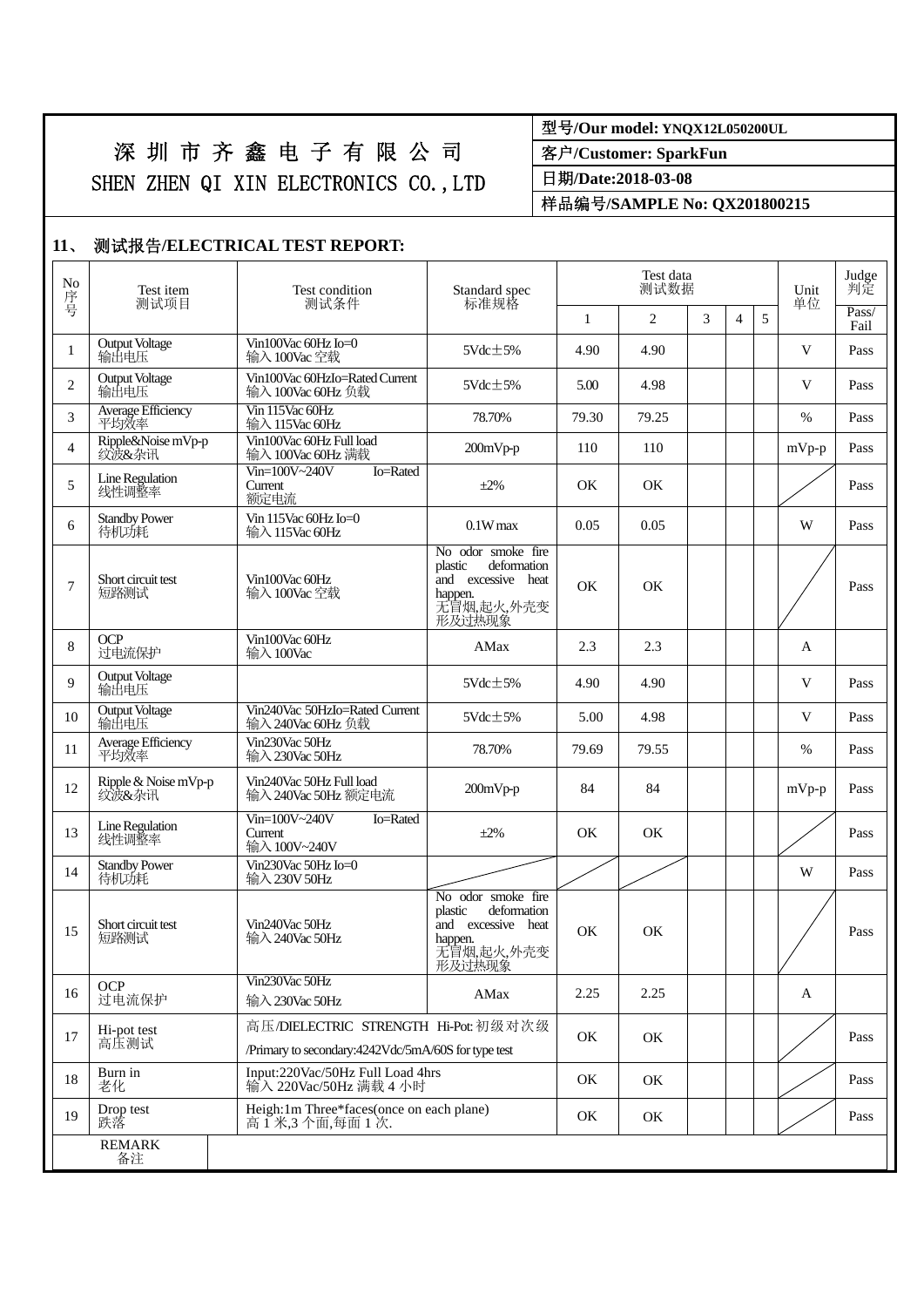# 深 圳 市 齐 鑫 电 子 有 限 公 司
# SHEN ZHEN QI XIN ELECTRONICS CO.,LTD

**型号/Our model: YNQX12L050200UL**

**客户/Customer: SparkFun**

**日期/Date:2018-03-08**

**样品编号/SAMPLE No: QX201800215**

## 11、 测试报告/ELECTRICAL TEST REPORT:

| No 序号 | Test item 测试项目 | Test condition 测试条件 | Standard spec 标准规格 | Test data 测试数据 | | | | | Unit 单位 | Judge 判定 |
|---|---|---|---|---|---|---|---|---|---|---|
| | | | | 1 | 2 | 3 | 4 | 5 | | Pass/ Fail |
| 1 | Output Voltage 输出电压 | Vin100Vac 60Hz Io=0 输入 100Vac 空载 | 5Vdc±5% | 4.90 | 4.90 | | | | V | Pass |
| 2 | Output Voltage 输出电压 | Vin100Vac 60HzIo=Rated Current 输入 100Vac 60Hz 负载 | 5Vdc±5% | 5.00 | 4.98 | | | | V | Pass |
| 3 | Average Efficiency 平均效率 | Vin 115Vac 60Hz 输入 115Vac 60Hz | 78.70% | 79.30 | 79.25 | | | | % | Pass |
| 4 | Ripple&Noise mVp-p 纹波&杂讯 | Vin100Vac 60Hz Full load 输入 100Vac 60Hz 满载 | 200mVp-p | 110 | 110 | | | | mVp-p | Pass |
| 5 | Line Regulation 线性调整率 | Vin=100V~240V Io=Rated Current 额定电流 | ±2% | OK | OK | | | | | Pass |
| 6 | Standby Power 待机功耗 | Vin 115Vac 60Hz Io=0 输入 115Vac 60Hz | 0.1W max | 0.05 | 0.05 | | | | W | Pass |
| 7 | Short circuit test 短路测试 | Vin100Vac 60Hz 输入 100Vac 空载 | No odor smoke fire plastic deformation and excessive heat happen. 无冒烟,起火,外壳变形及过热现象 | OK | OK | | | | | Pass |
| 8 | OCP 过电流保护 | Vin100Vac 60Hz 输入 100Vac | AMax | 2.3 | 2.3 | | | | A | |
| 9 | Output Voltage 输出电压 | | 5Vdc±5% | 4.90 | 4.90 | | | | V | Pass |
| 10 | Output Voltage 输出电压 | Vin240Vac 50HzIo=Rated Current 输入 240Vac 60Hz 负载 | 5Vdc±5% | 5.00 | 4.98 | | | | V | Pass |
| 11 | Average Efficiency 平均效率 | Vin230Vac 50Hz 输入 230Vac 50Hz | 78.70% | 79.69 | 79.55 | | | | % | Pass |
| 12 | Ripple & Noise mVp-p 纹波&杂讯 | Vin240Vac 50Hz Full load 输入 240Vac 50Hz 额定电流 | 200mVp-p | 84 | 84 | | | | mVp-p | Pass |
| 13 | Line Regulation 线性调整率 | Vin=100V~240V Io=Rated Current 输入 100V~240V | ±2% | OK | OK | | | | | Pass |
| 14 | Standby Power 待机功耗 | Vin230Vac 50Hz Io=0 输入 230V 50Hz | | | | | | | W | Pass |
| 15 | Short circuit test 短路测试 | Vin240Vac 50Hz 输入 240Vac 50Hz | No odor smoke fire plastic deformation and excessive heat happen. 无冒烟,起火,外壳变形及过热现象 | OK | OK | | | | | Pass |
| 16 | OCP 过电流保护 | Vin230Vac 50Hz 输入 230Vac 50Hz | AMax | 2.25 | 2.25 | | | | A | |
| 17 | Hi-pot test 高压测试 | 高压/DIELECTRIC STRENGTH Hi-Pot: 初级对次级 /Primary to secondary:4242Vdc/5mA/60S for type test | | OK | OK | | | | | Pass |
| 18 | Burn in 老化 | Input:220Vac/50Hz Full Load 4hrs 输入 220Vac/50Hz 满载 4 小时 | | OK | OK | | | | | Pass |
| 19 | Drop test 跌落 | Heigh:1m Three*faces(once on each plane) 高 1 米,3 个面,每面 1 次. | | OK | OK | | | | | Pass |
| | REMARK 备注 | | | | | | | | | |